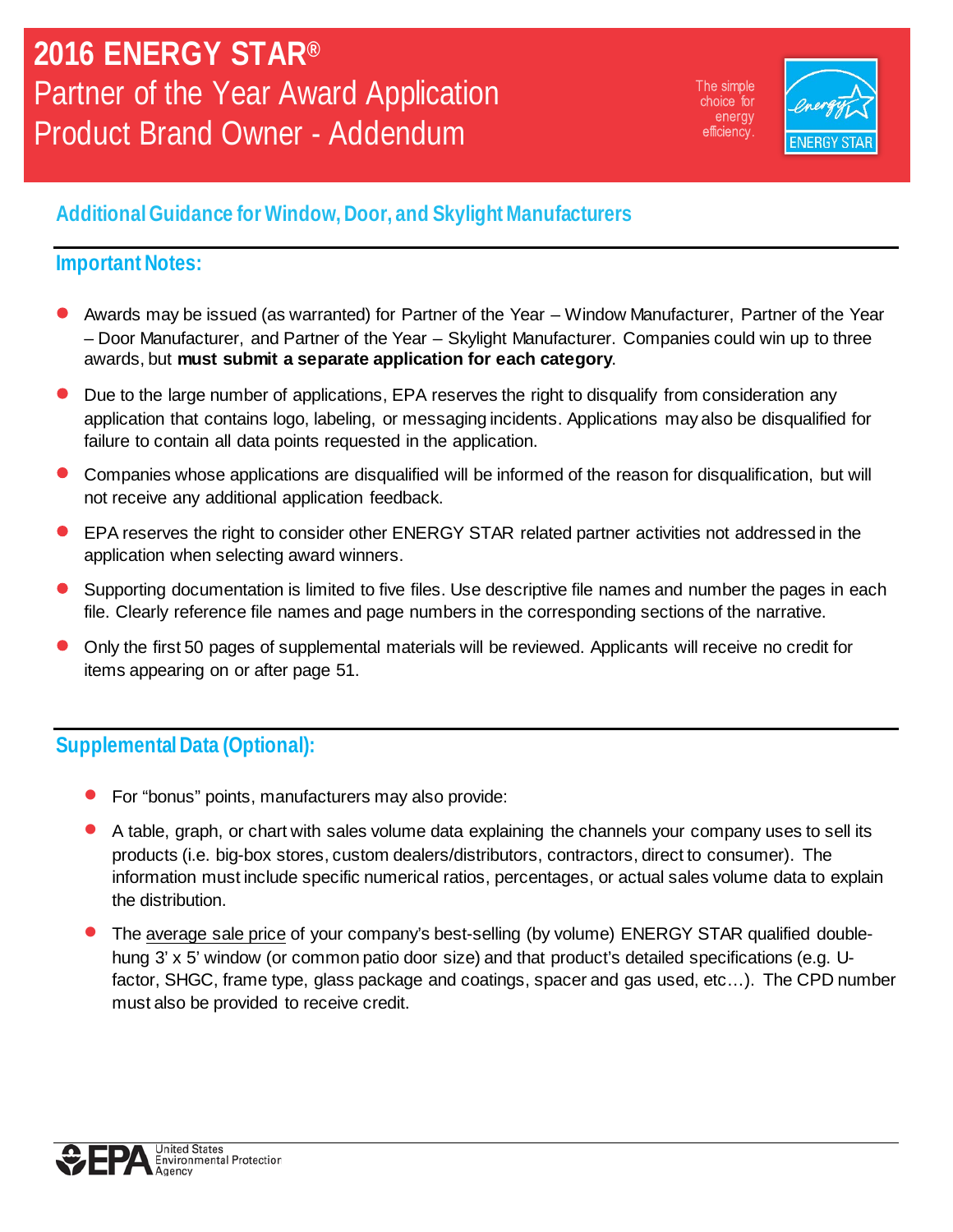# 2016 ENERGY STAR®
# Partner of the Year Award Application
# Product Brand Owner - Addendum

The simple choice for energy efficiency.

## Additional Guidance for Window, Door, and Skylight Manufacturers

### Important Notes:

- Awards may be issued (as warranted) for Partner of the Year – Window Manufacturer, Partner of the Year – Door Manufacturer, and Partner of the Year – Skylight Manufacturer. Companies could win up to three awards, but **must submit a separate application for each category**.
- Due to the large number of applications, EPA reserves the right to disqualify from consideration any application that contains logo, labeling, or messaging incidents. Applications may also be disqualified for failure to contain all data points requested in the application.
- Companies whose applications are disqualified will be informed of the reason for disqualification, but will not receive any additional application feedback.
- EPA reserves the right to consider other ENERGY STAR related partner activities not addressed in the application when selecting award winners.
- Supporting documentation is limited to five files. Use descriptive file names and number the pages in each file. Clearly reference file names and page numbers in the corresponding sections of the narrative.
- Only the first 50 pages of supplemental materials will be reviewed. Applicants will receive no credit for items appearing on or after page 51.

### Supplemental Data (Optional):

- For "bonus" points, manufacturers may also provide:
- A table, graph, or chart with sales volume data explaining the channels your company uses to sell its products (i.e. big-box stores, custom dealers/distributors, contractors, direct to consumer). The information must include specific numerical ratios, percentages, or actual sales volume data to explain the distribution.
- The average sale price of your company's best-selling (by volume) ENERGY STAR qualified double-hung 3' x 5' window (or common patio door size) and that product's detailed specifications (e.g. U-factor, SHGC, frame type, glass package and coatings, spacer and gas used, etc…). The CPD number must also be provided to receive credit.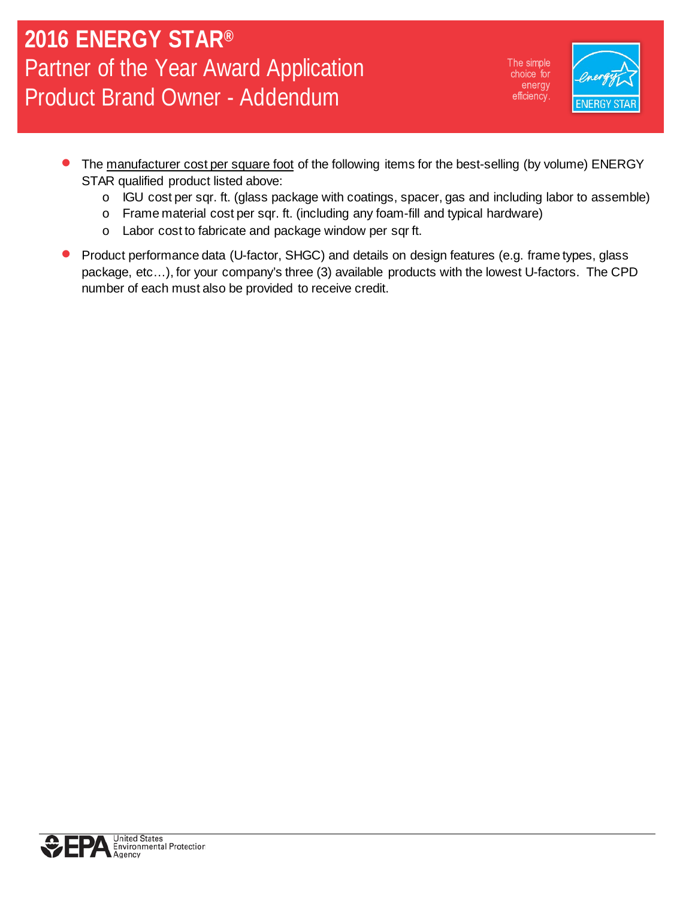# 2016 ENERGY STAR®

## Partner of the Year Award Application Product Brand Owner - Addendum

The simple choice for energy efficiency.

- The manufacturer cost per square foot of the following items for the best-selling (by volume) ENERGY STAR qualified product listed above:
  - IGU cost per sqr. ft. (glass package with coatings, spacer, gas and including labor to assemble)
  - Frame material cost per sqr. ft. (including any foam-fill and typical hardware)
  - Labor cost to fabricate and package window per sqr ft.
- Product performance data (U-factor, SHGC) and details on design features (e.g. frame types, glass package, etc…), for your company's three (3) available products with the lowest U-factors. The CPD number of each must also be provided to receive credit.